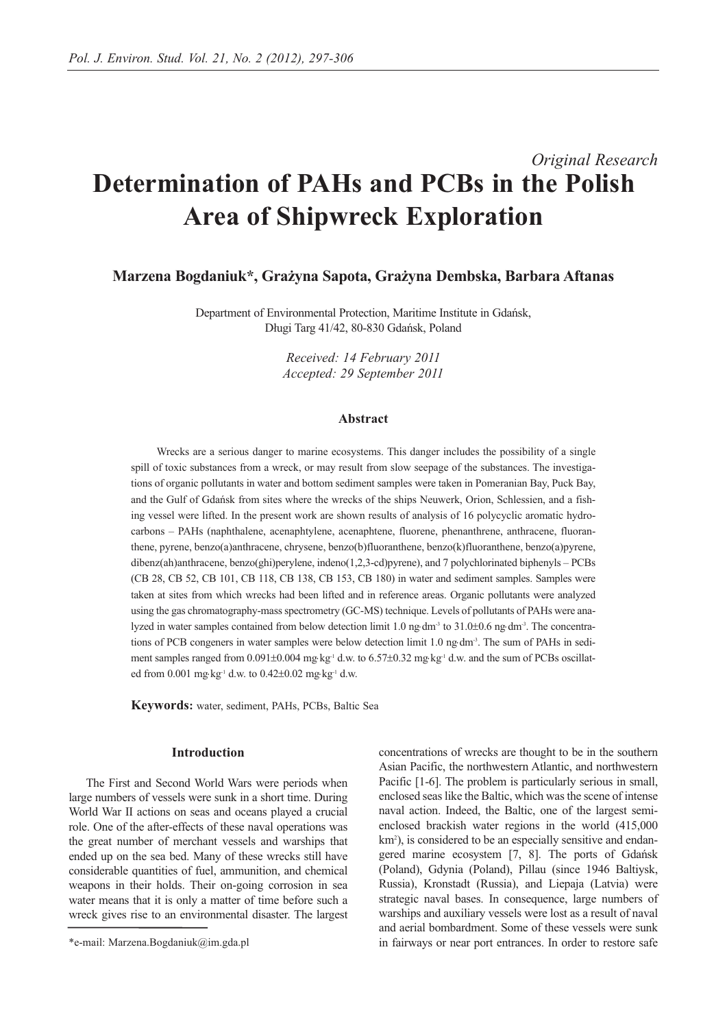*Original Research*

# Determination of PAHs and PCBs in the Polish Area of Shipwreck Exploration

**Marzena Bogdaniuk*, Grażyna Sapota, Grażyna Dembska, Barbara Aftanas**

Department of Environmental Protection, Maritime Institute in Gdańsk, Długi Targ 41/42, 80-830 Gdańsk, Poland

*Received: 14 February 2011*
*Accepted: 29 September 2011*

### Abstract

Wrecks are a serious danger to marine ecosystems. This danger includes the possibility of a single spill of toxic substances from a wreck, or may result from slow seepage of the substances. The investigations of organic pollutants in water and bottom sediment samples were taken in Pomeranian Bay, Puck Bay, and the Gulf of Gdańsk from sites where the wrecks of the ships Neuwerk, Orion, Schlessien, and a fishing vessel were lifted. In the present work are shown results of analysis of 16 polycyclic aromatic hydrocarbons – PAHs (naphthalene, acenaphtylene, acenaphtene, fluorene, phenanthrene, anthracene, fluoranthene, pyrene, benzo(a)anthracene, chrysene, benzo(b)fluoranthene, benzo(k)fluoranthene, benzo(a)pyrene, dibenz(ah)anthracene, benzo(ghi)perylene, indeno(1,2,3-cd)pyrene), and 7 polychlorinated biphenyls – PCBs (CB 28, CB 52, CB 101, CB 118, CB 138, CB 153, CB 180) in water and sediment samples. Samples were taken at sites from which wrecks had been lifted and in reference areas. Organic pollutants were analyzed using the gas chromatography-mass spectrometry (GC-MS) technique. Levels of pollutants of PAHs were analyzed in water samples contained from below detection limit 1.0 $ng \cdot dm^{-3}$ to 31.0±0.6 $ng \cdot dm^{-3}$. The concentrations of PCB congeners in water samples were below detection limit 1.0 $ng \cdot dm^{-3}$. The sum of PAHs in sediment samples ranged from 0.091±0.004 $mg \cdot kg^{-1}$ d.w. to 6.57±0.32 $mg \cdot kg^{-1}$ d.w. and the sum of PCBs oscillated from 0.001 $mg \cdot kg^{-1}$ d.w. to 0.42±0.02 $mg \cdot kg^{-1}$ d.w.

**Keywords:** water, sediment, PAHs, PCBs, Baltic Sea

## Introduction

The First and Second World Wars were periods when large numbers of vessels were sunk in a short time. During World War II actions on seas and oceans played a crucial role. One of the after-effects of these naval operations was the great number of merchant vessels and warships that ended up on the sea bed. Many of these wrecks still have considerable quantities of fuel, ammunition, and chemical weapons in their holds. Their on-going corrosion in sea water means that it is only a matter of time before such a wreck gives rise to an environmental disaster. The largest concentrations of wrecks are thought to be in the southern Asian Pacific, the northwestern Atlantic, and northwestern Pacific [1-6]. The problem is particularly serious in small, enclosed seas like the Baltic, which was the scene of intense naval action. Indeed, the Baltic, one of the largest semi-enclosed brackish water regions in the world (415,000 $km^2$), is considered to be an especially sensitive and endangered marine ecosystem [7, 8]. The ports of Gdańsk (Poland), Gdynia (Poland), Pillau (since 1946 Baltiysk, Russia), Kronstadt (Russia), and Liepaja (Latvia) were strategic naval bases. In consequence, large numbers of warships and auxiliary vessels were lost as a result of naval and aerial bombardment. Some of these vessels were sunk in fairways or near port entrances. In order to restore safe

*e-mail: Marzena.Bogdaniuk@im.gda.pl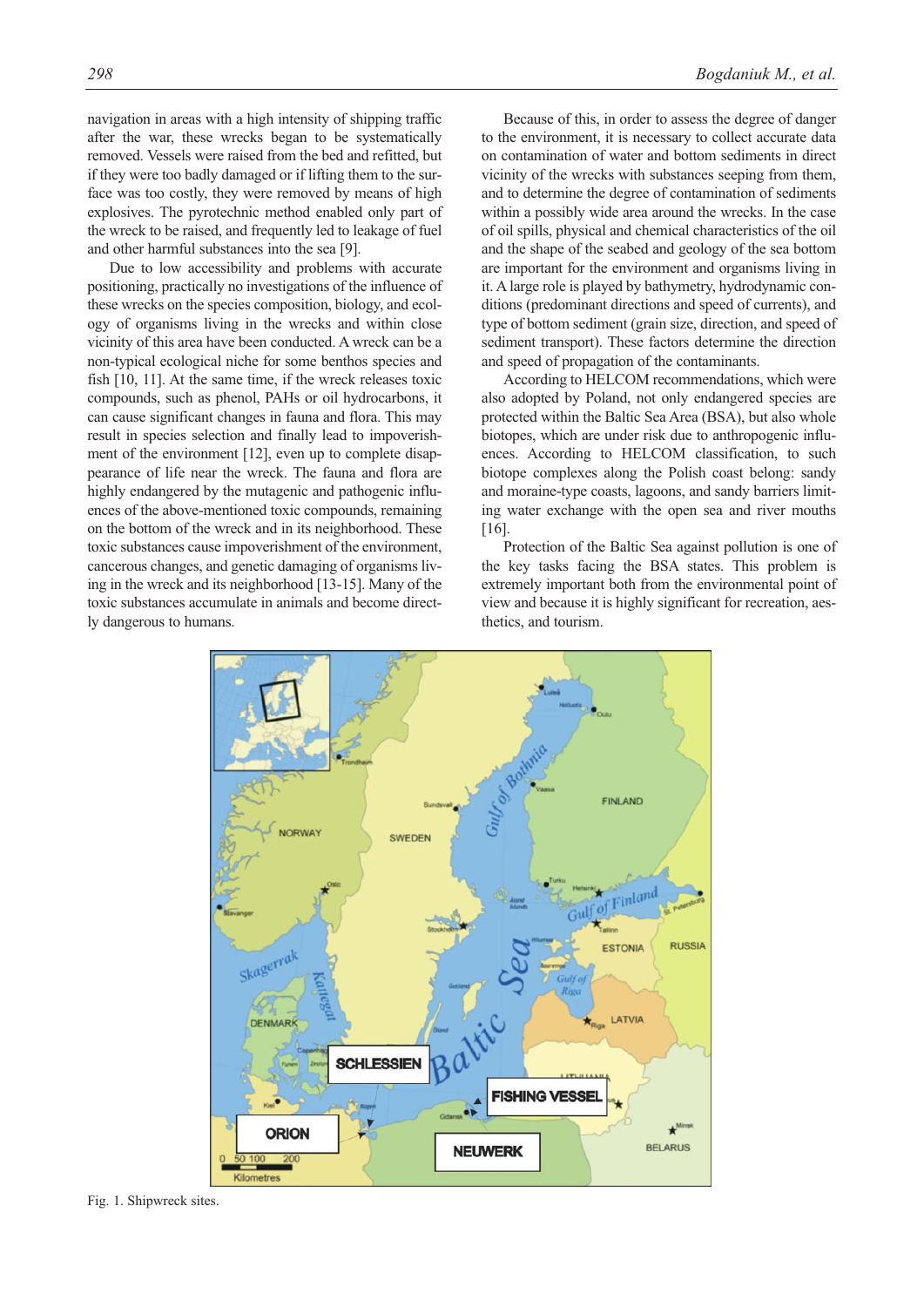navigation in areas with a high intensity of shipping traffic after the war, these wrecks began to be systematically removed. Vessels were raised from the bed and refitted, but if they were too badly damaged or if lifting them to the surface was too costly, they were removed by means of high explosives. The pyrotechnic method enabled only part of the wreck to be raised, and frequently led to leakage of fuel and other harmful substances into the sea [9].

Due to low accessibility and problems with accurate positioning, practically no investigations of the influence of these wrecks on the species composition, biology, and ecology of organisms living in the wrecks and within close vicinity of this area have been conducted. A wreck can be a non-typical ecological niche for some benthos species and fish [10, 11]. At the same time, if the wreck releases toxic compounds, such as phenol, PAHs or oil hydrocarbons, it can cause significant changes in fauna and flora. This may result in species selection and finally lead to impoverishment of the environment [12], even up to complete disappearance of life near the wreck. The fauna and flora are highly endangered by the mutagenic and pathogenic influences of the above-mentioned toxic compounds, remaining on the bottom of the wreck and in its neighborhood. These toxic substances cause impoverishment of the environment, cancerous changes, and genetic damaging of organisms living in the wreck and its neighborhood [13-15]. Many of the toxic substances accumulate in animals and become directly dangerous to humans.

Because of this, in order to assess the degree of danger to the environment, it is necessary to collect accurate data on contamination of water and bottom sediments in direct vicinity of the wrecks with substances seeping from them, and to determine the degree of contamination of sediments within a possibly wide area around the wrecks. In the case of oil spills, physical and chemical characteristics of the oil and the shape of the seabed and geology of the sea bottom are important for the environment and organisms living in it. A large role is played by bathymetry, hydrodynamic conditions (predominant directions and speed of currents), and type of bottom sediment (grain size, direction, and speed of sediment transport). These factors determine the direction and speed of propagation of the contaminants.

According to HELCOM recommendations, which were also adopted by Poland, not only endangered species are protected within the Baltic Sea Area (BSA), but also whole biotopes, which are under risk due to anthropogenic influences. According to HELCOM classification, to such biotope complexes along the Polish coast belong: sandy and moraine-type coasts, lagoons, and sandy barriers limiting water exchange with the open sea and river mouths [16].

Protection of the Baltic Sea against pollution is one of the key tasks facing the BSA states. This problem is extremely important both from the environmental point of view and because it is highly significant for recreation, aesthetics, and tourism.

Fig. 1. Shipwreck sites.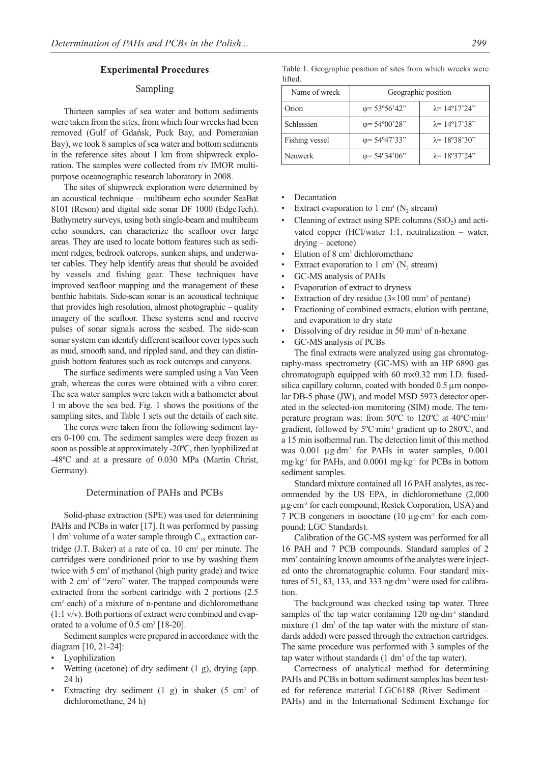## Experimental Procedures

### Sampling

Thirteen samples of sea water and bottom sediments were taken from the sites, from which four wrecks had been removed (Gulf of Gdańsk, Puck Bay, and Pomeranian Bay), we took 8 samples of sea water and bottom sediments in the reference sites about 1 km from shipwreck exploration. The samples were collected from r/v IMOR multipurpose oceanographic research laboratory in 2008.

The sites of shipwreck exploration were determined by an acoustical technique – multibeam echo sounder SeaBat 8101 (Reson) and digital side sonar DF 1000 (EdgeTech). Bathymetry surveys, using both single-beam and multibeam echo sounders, can characterize the seafloor over large areas. They are used to locate bottom features such as sediment ridges, bedrock outcrops, sunken ships, and underwater cables. They help identify areas that should be avoided by vessels and fishing gear. These techniques have improved seafloor mapping and the management of these benthic habitats. Side-scan sonar is an acoustical technique that provides high resolution, almost photographic – quality imagery of the seafloor. These systems send and receive pulses of sonar signals across the seabed. The side-scan sonar system can identify different seafloor cover types such as mud, smooth sand, and rippled sand, and they can distinguish bottom features such as rock outcrops and canyons.

The surface sediments were sampled using a Van Veen grab, whereas the cores were obtained with a vibro corer. The sea water samples were taken with a bathometer about 1 m above the sea bed. Fig. 1 shows the positions of the sampling sites, and Table 1 sets out the details of each site.

The cores were taken from the following sediment layers 0-100 cm. The sediment samples were deep frozen as soon as possible at approximately -20ºC, then lyophilized at -48ºC and at a pressure of 0.030 MPa (Martin Christ, Germany).

### Determination of PAHs and PCBs

Solid-phase extraction (SPE) was used for determining PAHs and PCBs in water [17]. It was performed by passing 1 dm$^3$ volume of a water sample through $C_{18}$ extraction cartridge (J.T. Baker) at a rate of ca. 10 cm$^3$ per minute. The cartridges were conditioned prior to use by washing them twice with 5 cm$^3$ of methanol (high purity grade) and twice with 2 cm$^3$ of "zero" water. The trapped compounds were extracted from the sorbent cartridge with 2 portions (2.5 cm$^3$ each) of a mixture of n-pentane and dichloromethane (1:1 v/v). Both portions of extract were combined and evaporated to a volume of 0.5 cm$^3$ [18-20].

Sediment samples were prepared in accordance with the diagram [10, 21-24]:

- Lyophilization
- Wetting (acetone) of dry sediment (1 g), drying (app. 24 h)
- Extracting dry sediment (1 g) in shaker (5 cm$^3$ of dichloromethane, 24 h)

Table 1. Geographic position of sites from which wrecks were lifted.

| Name of wreck | Geographic position | |
|---|---|---|
| Orion | φ= 53º56'42" | λ= 14º17'24" |
| Schlessien | φ= 54º00'28" | λ= 14º17'38" |
| Fishing vessel | φ= 54º47'33" | λ= 18º38'30" |
| Neuwerk | φ= 54º34'06" | λ= 18º37'24" |

- Decantation
- Extract evaporation to 1 cm$^3$ ($N_2$ stream)
- Cleaning of extract using SPE columns ($SiO_2$) and activated copper (HCl/water 1:1, neutralization – water, drying – acetone)
- Elution of 8 cm$^3$ dichloromethane
- Extract evaporation to 1 cm$^3$ ($N_2$ stream)
- GC-MS analysis of PAHs
- Evaporation of extract to dryness
- Extraction of dry residue (3×100 mm$^3$ of pentane)
- Fractioning of combined extracts, elution with pentane, and evaporation to dry state
- Dissolving of dry residue in 50 mm$^3$ of n-hexane
- GC-MS analysis of PCBs

The final extracts were analyzed using gas chromatography-mass spectrometry (GC-MS) with an HP 6890 gas chromatograph equipped with 60 m×0.32 mm I.D. fused-silica capillary column, coated with bonded 0.5 μm nonpolar DB-5 phase (JW), and model MSD 5973 detector operated in the selected-ion monitoring (SIM) mode. The temperature program was: from 50ºC to 120ºC at 40ºC·min$^{-1}$ gradient, followed by 5ºC·min$^{-1}$ gradient up to 280ºC, and a 15 min isothermal run. The detection limit of this method was 0.001 μg·dm$^{-3}$ for PAHs in water samples, 0.001 mg·kg$^{-1}$ for PAHs, and 0.0001 mg·kg$^{-1}$ for PCBs in bottom sediment samples.

Standard mixture contained all 16 PAH analytes, as recommended by the US EPA, in dichloromethane (2,000 μg·cm$^{-3}$ for each compound; Restek Corporation, USA) and 7 PCB congeners in isooctane (10 μg·cm$^{-3}$ for each compound; LGC Standards).

Calibration of the GC-MS system was performed for all 16 PAH and 7 PCB compounds. Standard samples of 2 mm$^3$ containing known amounts of the analytes were injected onto the chromatographic column. Four standard mixtures of 51, 83, 133, and 333 ng·dm$^{-3}$ were used for calibration.

The background was checked using tap water. Three samples of the tap water containing 120 ng·dm$^{-3}$ standard mixture (1 dm$^3$ of the tap water with the mixture of standards added) were passed through the extraction cartridges. The same procedure was performed with 3 samples of the tap water without standards (1 dm$^3$ of the tap water).

Correctness of analytical method for determining PAHs and PCBs in bottom sediment samples has been tested for reference material LGC6188 (River Sediment – PAHs) and in the International Sediment Exchange for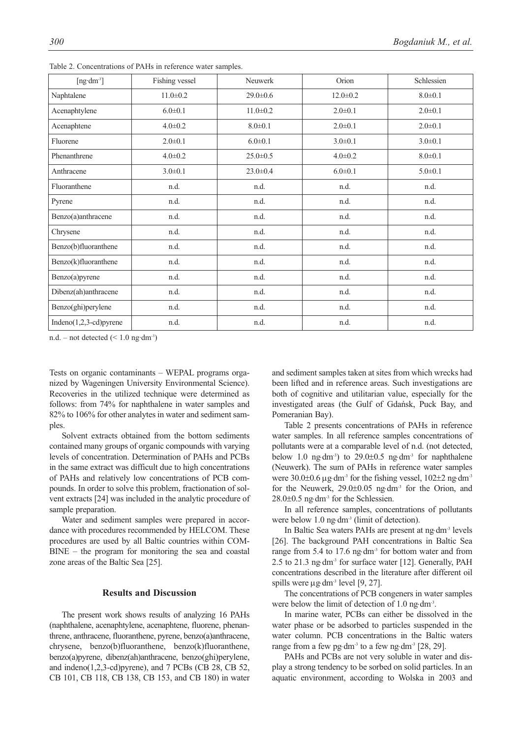Table 2. Concentrations of PAHs in reference water samples.

| [ng·dm$^{-3}$] | Fishing vessel | Neuwerk | Orion | Schlessien |
|---|---|---|---|---|
| Naphtalene | 11.0±0.2 | 29.0±0.6 | 12.0±0.2 | 8.0±0.1 |
| Acenaphtylene | 6.0±0.1 | 11.0±0.2 | 2.0±0.1 | 2.0±0.1 |
| Acenaphtene | 4.0±0.2 | 8.0±0.1 | 2.0±0.1 | 2.0±0.1 |
| Fluorene | 2.0±0.1 | 6.0±0.1 | 3.0±0.1 | 3.0±0.1 |
| Phenanthrene | 4.0±0.2 | 25.0±0.5 | 4.0±0.2 | 8.0±0.1 |
| Anthracene | 3.0±0.1 | 23.0±0.4 | 6.0±0.1 | 5.0±0.1 |
| Fluoranthene | n.d. | n.d. | n.d. | n.d. |
| Pyrene | n.d. | n.d. | n.d. | n.d. |
| Benzo(a)anthracene | n.d. | n.d. | n.d. | n.d. |
| Chrysene | n.d. | n.d. | n.d. | n.d. |
| Benzo(b)fluoranthene | n.d. | n.d. | n.d. | n.d. |
| Benzo(k)fluoranthene | n.d. | n.d. | n.d. | n.d. |
| Benzo(a)pyrene | n.d. | n.d. | n.d. | n.d. |
| Dibenz(ah)anthracene | n.d. | n.d. | n.d. | n.d. |
| Benzo(ghi)perylene | n.d. | n.d. | n.d. | n.d. |
| Indeno(1,2,3-cd)pyrene | n.d. | n.d. | n.d. | n.d. |

n.d. – not detected (< 1.0 ng·dm$^{-3}$)

Tests on organic contaminants – WEPAL programs organized by Wageningen University Environmental Science). Recoveries in the utilized technique were determined as follows: from 74% for naphthalene in water samples and 82% to 106% for other analytes in water and sediment samples.

Solvent extracts obtained from the bottom sediments contained many groups of organic compounds with varying levels of concentration. Determination of PAHs and PCBs in the same extract was difficult due to high concentrations of PAHs and relatively low concentrations of PCB compounds. In order to solve this problem, fractionation of solvent extracts [24] was included in the analytic procedure of sample preparation.

Water and sediment samples were prepared in accordance with procedures recommended by HELCOM. These procedures are used by all Baltic countries within COMBINE – the program for monitoring the sea and coastal zone areas of the Baltic Sea [25].

## Results and Discussion

The present work shows results of analyzing 16 PAHs (naphthalene, acenaphtylene, acenaphtene, fluorene, phenanthrene, anthracene, fluoranthene, pyrene, benzo(a)anthracene, chrysene, benzo(b)fluoranthene, benzo(k)fluoranthene, benzo(a)pyrene, dibenz(ah)anthracene, benzo(ghi)perylene, and indeno(1,2,3-cd)pyrene), and 7 PCBs (CB 28, CB 52, CB 101, CB 118, CB 138, CB 153, and CB 180) in water and sediment samples taken at sites from which wrecks had been lifted and in reference areas. Such investigations are both of cognitive and utilitarian value, especially for the investigated areas (the Gulf of Gdańsk, Puck Bay, and Pomeranian Bay).

Table 2 presents concentrations of PAHs in reference water samples. In all reference samples concentrations of pollutants were at a comparable level of n.d. (not detected, below 1.0 ng·dm$^{-3}$) to 29.0±0.5 ng·dm$^{-3}$ for naphthalene (Neuwerk). The sum of PAHs in reference water samples were 30.0±0.6 μg·dm$^{-3}$ for the fishing vessel, 102±2 ng·dm$^{-3}$ for the Neuwerk, 29.0±0.05 ng·dm$^{-3}$ for the Orion, and 28.0±0.5 ng·dm$^{-3}$ for the Schlessien.

In all reference samples, concentrations of pollutants were below 1.0 ng·dm$^{-3}$ (limit of detection).

In Baltic Sea waters PAHs are present at ng·dm$^{-3}$ levels [26]. The background PAH concentrations in Baltic Sea range from 5.4 to 17.6 ng·dm$^{-3}$ for bottom water and from 2.5 to 21.3 ng·dm$^{-3}$ for surface water [12]. Generally, PAH concentrations described in the literature after different oil spills were μg·dm$^{-3}$ level [9, 27].

The concentrations of PCB congeners in water samples were below the limit of detection of 1.0 ng·dm$^{-3}$.

In marine water, PCBs can either be dissolved in the water phase or be adsorbed to particles suspended in the water column. PCB concentrations in the Baltic waters range from a few pg·dm$^{-3}$ to a few ng·dm$^{-3}$ [28, 29].

PAHs and PCBs are not very soluble in water and display a strong tendency to be sorbed on solid particles. In an aquatic environment, according to Wolska in 2003 and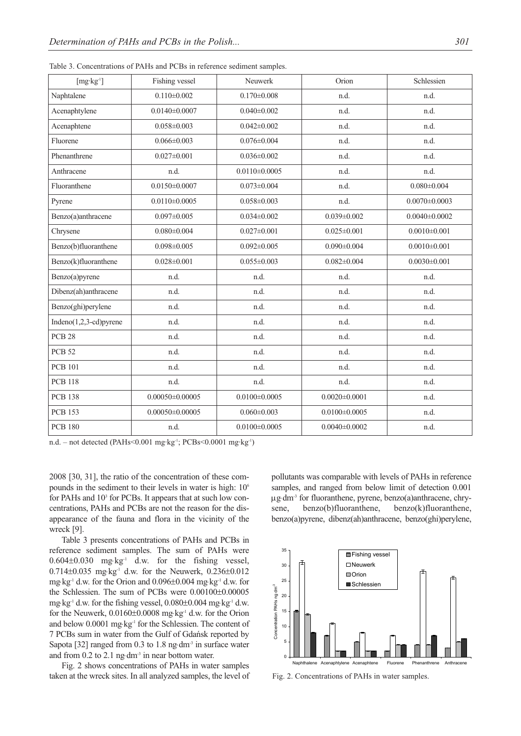Table 3. Concentrations of PAHs and PCBs in reference sediment samples.

| [mg·kg⁻¹] | Fishing vessel | Neuwerk | Orion | Schlessien |
|---|---|---|---|---|
| Naphtalene | 0.110±0.002 | 0.170±0.008 | n.d. | n.d. |
| Acenaphtylene | 0.0140±0.0007 | 0.040±0.002 | n.d. | n.d. |
| Acenaphtene | 0.058±0.003 | 0.042±0.002 | n.d. | n.d. |
| Fluorene | 0.066±0.003 | 0.076±0.004 | n.d. | n.d. |
| Phenanthrene | 0.027±0.001 | 0.036±0.002 | n.d. | n.d. |
| Anthracene | n.d. | 0.0110±0.0005 | n.d. | n.d. |
| Fluoranthene | 0.0150±0.0007 | 0.073±0.004 | n.d. | 0.080±0.004 |
| Pyrene | 0.0110±0.0005 | 0.058±0.003 | n.d. | 0.0070±0.0003 |
| Benzo(a)anthracene | 0.097±0.005 | 0.034±0.002 | 0.039±0.002 | 0.0040±0.0002 |
| Chrysene | 0.080±0.004 | 0.027±0.001 | 0.025±0.001 | 0.0010±0.001 |
| Benzo(b)fluoranthene | 0.098±0.005 | 0.092±0.005 | 0.090±0.004 | 0.0010±0.001 |
| Benzo(k)fluoranthene | 0.028±0.001 | 0.055±0.003 | 0.082±0.004 | 0.0030±0.001 |
| Benzo(a)pyrene | n.d. | n.d. | n.d. | n.d. |
| Dibenz(ah)anthracene | n.d. | n.d. | n.d. | n.d. |
| Benzo(ghi)perylene | n.d. | n.d. | n.d. | n.d. |
| Indeno(1,2,3-cd)pyrene | n.d. | n.d. | n.d. | n.d. |
| PCB 28 | n.d. | n.d. | n.d. | n.d. |
| PCB 52 | n.d. | n.d. | n.d. | n.d. |
| PCB 101 | n.d. | n.d. | n.d. | n.d. |
| PCB 118 | n.d. | n.d. | n.d. | n.d. |
| PCB 138 | 0.00050±0.00005 | 0.0100±0.0005 | 0.0020±0.0001 | n.d. |
| PCB 153 | 0.00050±0.00005 | 0.060±0.003 | 0.0100±0.0005 | n.d. |
| PCB 180 | n.d. | 0.0100±0.0005 | 0.0040±0.0002 | n.d. |

n.d. – not detected (PAHs<0.001 mg·kg⁻¹; PCBs<0.0001 mg·kg⁻¹)

2008 [30, 31], the ratio of the concentration of these compounds in the sediment to their levels in water is high: $10^6$ for PAHs and $10^3$ for PCBs. It appears that at such low concentrations, PAHs and PCBs are not the reason for the disappearance of the fauna and flora in the vicinity of the wreck [9].

Table 3 presents concentrations of PAHs and PCBs in reference sediment samples. The sum of PAHs were 0.604±0.030 mg·kg⁻¹ d.w. for the fishing vessel, 0.714±0.035 mg·kg⁻¹ d.w. for the Neuwerk, 0.236±0.012 mg·kg⁻¹ d.w. for the Orion and 0.096±0.004 mg·kg⁻¹ d.w. for the Schlessien. The sum of PCBs were 0.00100±0.00005 mg·kg⁻¹ d.w. for the fishing vessel, 0.080±0.004 mg·kg⁻¹ d.w. for the Neuwerk, 0.0160±0.0008 mg·kg⁻¹ d.w. for the Orion and below 0.0001 mg·kg⁻¹ for the Schlessien. The content of 7 PCBs sum in water from the Gulf of Gdańsk reported by Sapota [32] ranged from 0.3 to 1.8 ng·dm⁻³ in surface water and from 0.2 to 2.1 ng·dm⁻³ in near bottom water.

Fig. 2 shows concentrations of PAHs in water samples taken at the wreck sites. In all analyzed samples, the level of pollutants was comparable with levels of PAHs in reference samples, and ranged from below limit of detection 0.001 μg·dm⁻³ for fluoranthene, pyrene, benzo(a)anthracene, chrysene, benzo(b)fluoranthene, benzo(k)fluoranthene, benzo(a)pyrene, dibenz(ah)anthracene, benzo(ghi)perylene,

Fig. 2. Concentrations of PAHs in water samples.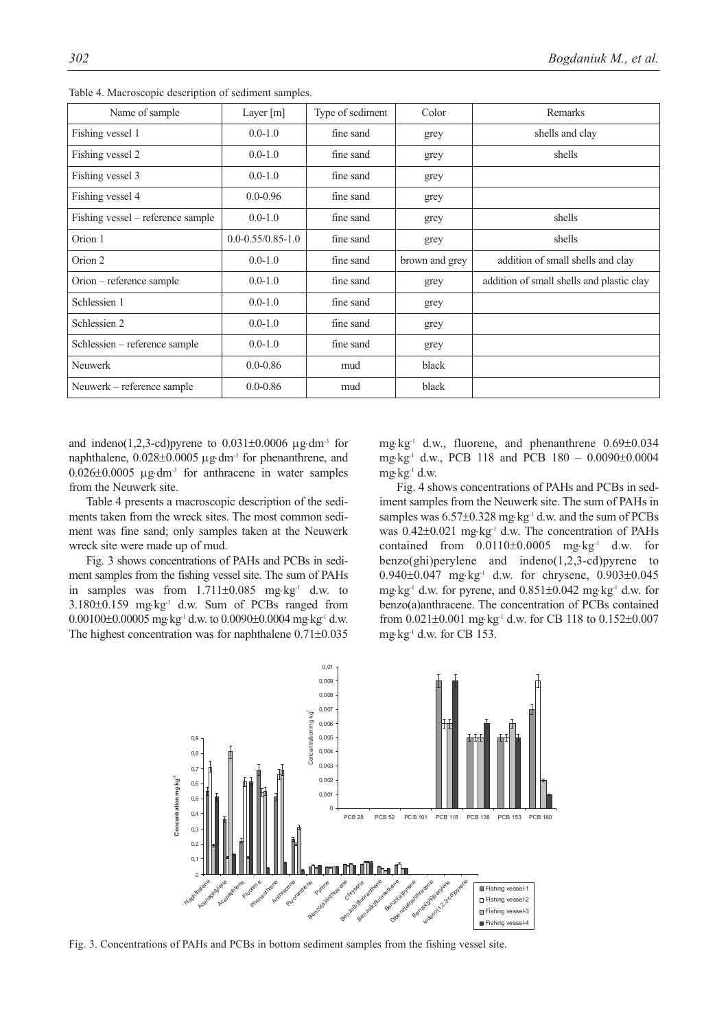Table 4. Macroscopic description of sediment samples.

| Name of sample | Layer [m] | Type of sediment | Color | Remarks |
|---|---|---|---|---|
| Fishing vessel 1 | 0.0-1.0 | fine sand | grey | shells and clay |
| Fishing vessel 2 | 0.0-1.0 | fine sand | grey | shells |
| Fishing vessel 3 | 0.0-1.0 | fine sand | grey | |
| Fishing vessel 4 | 0.0-0.96 | fine sand | grey | |
| Fishing vessel – reference sample | 0.0-1.0 | fine sand | grey | shells |
| Orion 1 | 0.0-0.55/0.85-1.0 | fine sand | grey | shells |
| Orion 2 | 0.0-1.0 | fine sand | brown and grey | addition of small shells and clay |
| Orion – reference sample | 0.0-1.0 | fine sand | grey | addition of small shells and plastic clay |
| Schlessien 1 | 0.0-1.0 | fine sand | grey | |
| Schlessien 2 | 0.0-1.0 | fine sand | grey | |
| Schlessien – reference sample | 0.0-1.0 | fine sand | grey | |
| Neuwerk | 0.0-0.86 | mud | black | |
| Neuwerk – reference sample | 0.0-0.86 | mud | black | |

and indeno(1,2,3-cd)pyrene to 0.031±0.0006 μg·dm$^{-3}$ for naphthalene, 0.028±0.0005 μg·dm$^{-3}$ for phenanthrene, and 0.026±0.0005 μg·dm$^{-3}$ for anthracene in water samples from the Neuwerk site.

Table 4 presents a macroscopic description of the sediments taken from the wreck sites. The most common sediment was fine sand; only samples taken at the Neuwerk wreck site were made up of mud.

Fig. 3 shows concentrations of PAHs and PCBs in sediment samples from the fishing vessel site. The sum of PAHs in samples was from 1.711±0.085 mg·kg$^{-1}$ d.w. to 3.180±0.159 mg·kg$^{-1}$ d.w. Sum of PCBs ranged from 0.00100±0.00005 mg·kg$^{-1}$ d.w. to 0.0090±0.0004 mg·kg$^{-1}$ d.w. The highest concentration was for naphthalene 0.71±0.035 mg·kg$^{-1}$ d.w., fluorene, and phenanthrene 0.69±0.034 mg·kg$^{-1}$ d.w., PCB 118 and PCB 180 – 0.0090±0.0004 mg·kg$^{-1}$ d.w.

Fig. 4 shows concentrations of PAHs and PCBs in sediment samples from the Neuwerk site. The sum of PAHs in samples was 6.57±0.328 mg·kg$^{-1}$ d.w. and the sum of PCBs was 0.42±0.021 mg·kg$^{-1}$ d.w. The concentration of PAHs contained from 0.0110±0.0005 mg·kg$^{-1}$ d.w. for benzo(ghi)perylene and indeno(1,2,3-cd)pyrene to 0.940±0.047 mg·kg$^{-1}$ d.w. for chrysene, 0.903±0.045 mg·kg$^{-1}$ d.w. for pyrene, and 0.851±0.042 mg·kg$^{-1}$ d.w. for benzo(a)anthracene. The concentration of PCBs contained from 0.021±0.001 mg·kg$^{-1}$ d.w. for CB 118 to 0.152±0.007 mg·kg$^{-1}$ d.w. for CB 153.

Fig. 3. Concentrations of PAHs and PCBs in bottom sediment samples from the fishing vessel site.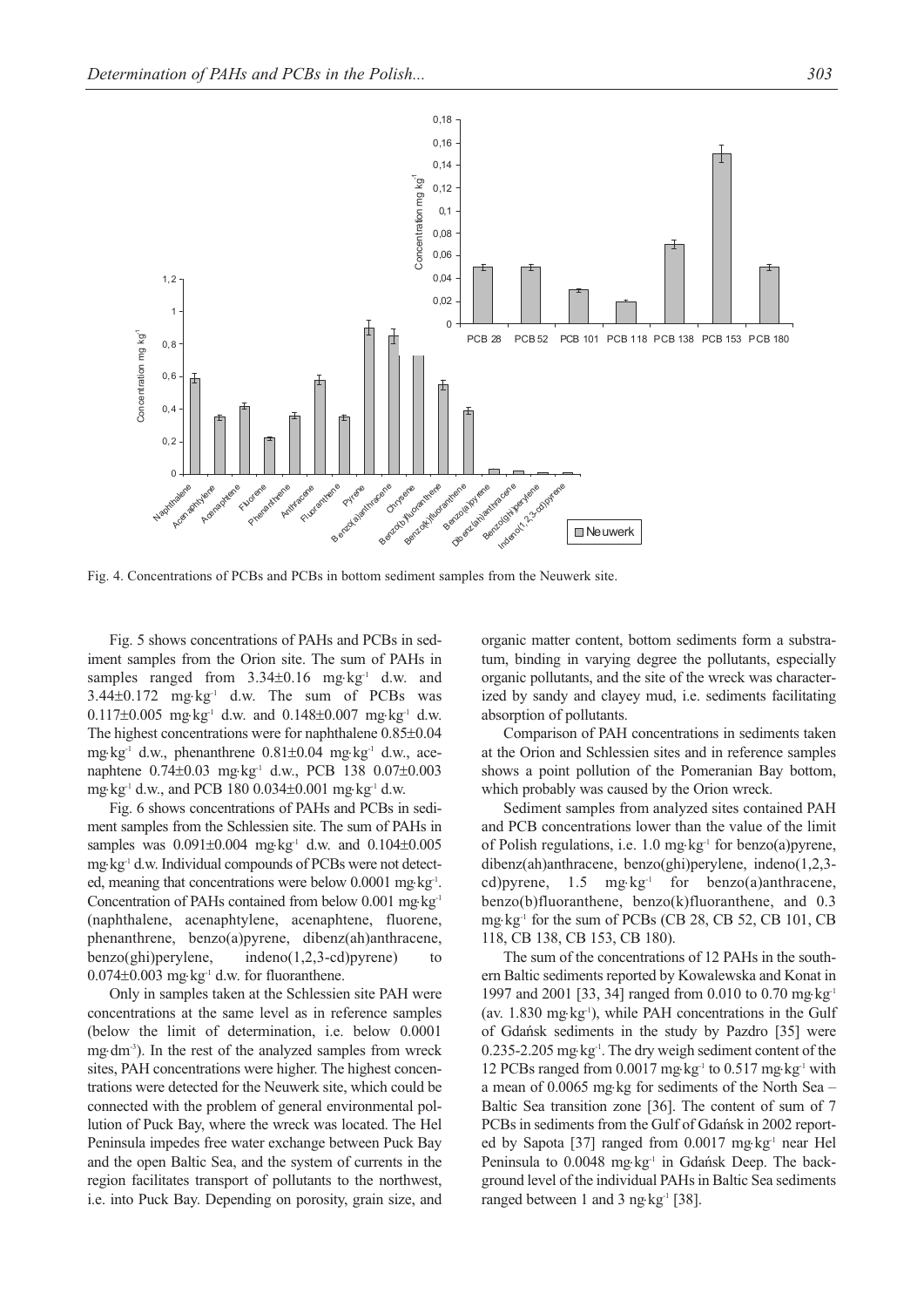Fig. 4. Concentrations of PCBs and PCBs in bottom sediment samples from the Neuwerk site.

Fig. 5 shows concentrations of PAHs and PCBs in sediment samples from the Orion site. The sum of PAHs in samples ranged from 3.34±0.16 mg·kg$^{-1}$ d.w. and 3.44±0.172 mg·kg$^{-1}$ d.w. The sum of PCBs was 0.117±0.005 mg·kg$^{-1}$ d.w. and 0.148±0.007 mg·kg$^{-1}$ d.w. The highest concentrations were for naphthalene 0.85±0.04 mg·kg$^{-1}$ d.w., phenanthrene 0.81±0.04 mg·kg$^{-1}$ d.w., acenaphtene 0.74±0.03 mg·kg$^{-1}$ d.w., PCB 138 0.07±0.003 mg·kg$^{-1}$ d.w., and PCB 180 0.034±0.001 mg·kg$^{-1}$ d.w.

Fig. 6 shows concentrations of PAHs and PCBs in sediment samples from the Schlessien site. The sum of PAHs in samples was 0.091±0.004 mg·kg$^{-1}$ d.w. and 0.104±0.005 mg·kg$^{-1}$ d.w. Individual compounds of PCBs were not detected, meaning that concentrations were below 0.0001 mg·kg$^{-1}$. Concentration of PAHs contained from below 0.001 mg·kg$^{-1}$ (naphthalene, acenaphtylene, acenaphtene, fluorene, phenanthrene, benzo(a)pyrene, dibenz(ah)anthracene, benzo(ghi)perylene, indeno(1,2,3-cd)pyrene) to 0.074±0.003 mg·kg$^{-1}$ d.w. for fluoranthene.

Only in samples taken at the Schlessien site PAH were concentrations at the same level as in reference samples (below the limit of determination, i.e. below 0.0001 mg·dm$^{-3}$). In the rest of the analyzed samples from wreck sites, PAH concentrations were higher. The highest concentrations were detected for the Neuwerk site, which could be connected with the problem of general environmental pollution of Puck Bay, where the wreck was located. The Hel Peninsula impedes free water exchange between Puck Bay and the open Baltic Sea, and the system of currents in the region facilitates transport of pollutants to the northwest, i.e. into Puck Bay. Depending on porosity, grain size, and organic matter content, bottom sediments form a substratum, binding in varying degree the pollutants, especially organic pollutants, and the site of the wreck was characterized by sandy and clayey mud, i.e. sediments facilitating absorption of pollutants.

Comparison of PAH concentrations in sediments taken at the Orion and Schlessien sites and in reference samples shows a point pollution of the Pomeranian Bay bottom, which probably was caused by the Orion wreck.

Sediment samples from analyzed sites contained PAH and PCB concentrations lower than the value of the limit of Polish regulations, i.e. 1.0 mg·kg$^{-1}$ for benzo(a)pyrene, dibenz(ah)anthracene, benzo(ghi)perylene, indeno(1,2,3-cd)pyrene, 1.5 mg·kg$^{-1}$ for benzo(a)anthracene, benzo(b)fluoranthene, benzo(k)fluoranthene, and 0.3 mg·kg$^{-1}$ for the sum of PCBs (CB 28, CB 52, CB 101, CB 118, CB 138, CB 153, CB 180).

The sum of the concentrations of 12 PAHs in the southern Baltic sediments reported by Kowalewska and Konat in 1997 and 2001 [33, 34] ranged from 0.010 to 0.70 mg·kg$^{-1}$ (av. 1.830 mg·kg$^{-1}$), while PAH concentrations in the Gulf of Gdańsk sediments in the study by Pazdro [35] were 0.235-2.205 mg·kg$^{-1}$. The dry weigh sediment content of the 12 PCBs ranged from 0.0017 mg·kg$^{-1}$ to 0.517 mg·kg$^{-1}$ with a mean of 0.0065 mg·kg for sediments of the North Sea – Baltic Sea transition zone [36]. The content of sum of 7 PCBs in sediments from the Gulf of Gdańsk in 2002 reported by Sapota [37] ranged from 0.0017 mg·kg$^{-1}$ near Hel Peninsula to 0.0048 mg·kg$^{-1}$ in Gdańsk Deep. The background level of the individual PAHs in Baltic Sea sediments ranged between 1 and 3 ng·kg$^{-1}$ [38].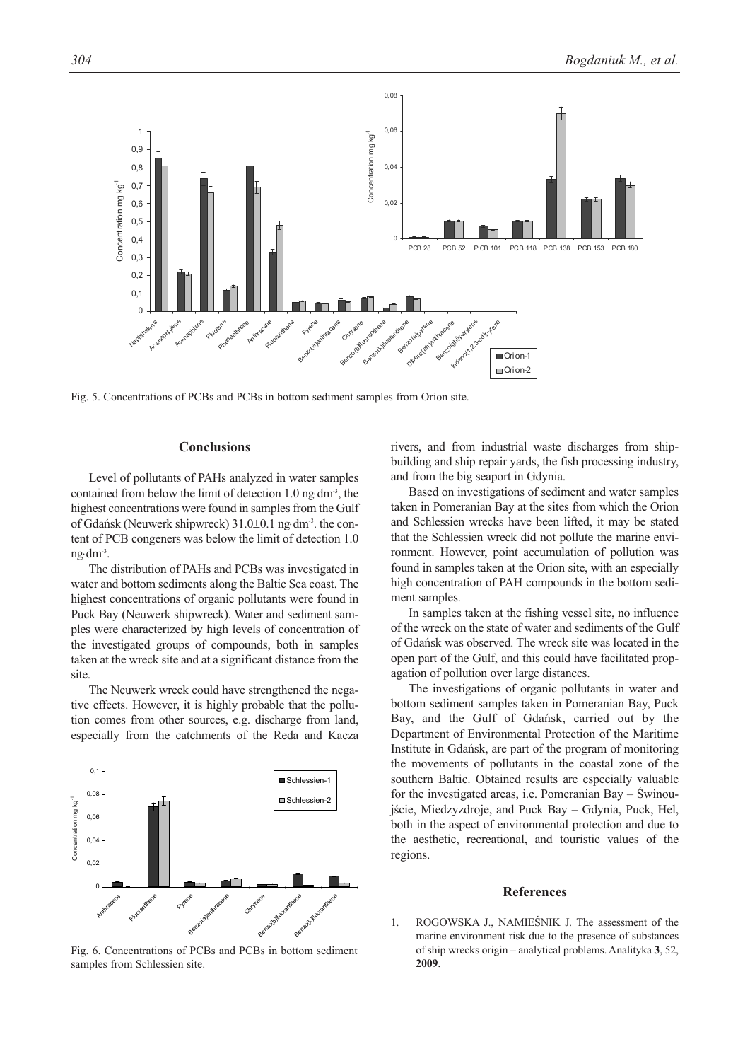Fig. 5. Concentrations of PCBs and PCBs in bottom sediment samples from Orion site.

## Conclusions

Level of pollutants of PAHs analyzed in water samples contained from below the limit of detection 1.0 ng·dm$^{-3}$, the highest concentrations were found in samples from the Gulf of Gdańsk (Neuwerk shipwreck) 31.0±0.1 ng·dm$^{-3}$. the content of PCB congeners was below the limit of detection 1.0 ng·dm$^{-3}$.

The distribution of PAHs and PCBs was investigated in water and bottom sediments along the Baltic Sea coast. The highest concentrations of organic pollutants were found in Puck Bay (Neuwerk shipwreck). Water and sediment samples were characterized by high levels of concentration of the investigated groups of compounds, both in samples taken at the wreck site and at a significant distance from the site.

The Neuwerk wreck could have strengthened the negative effects. However, it is highly probable that the pollution comes from other sources, e.g. discharge from land, especially from the catchments of the Reda and Kacza rivers, and from industrial waste discharges from shipbuilding and ship repair yards, the fish processing industry, and from the big seaport in Gdynia.

Based on investigations of sediment and water samples taken in Pomeranian Bay at the sites from which the Orion and Schlessien wrecks have been lifted, it may be stated that the Schlessien wreck did not pollute the marine environment. However, point accumulation of pollution was found in samples taken at the Orion site, with an especially high concentration of PAH compounds in the bottom sediment samples.

In samples taken at the fishing vessel site, no influence of the wreck on the state of water and sediments of the Gulf of Gdańsk was observed. The wreck site was located in the open part of the Gulf, and this could have facilitated propagation of pollution over large distances.

The investigations of organic pollutants in water and bottom sediment samples taken in Pomeranian Bay, Puck Bay, and the Gulf of Gdańsk, carried out by the Department of Environmental Protection of the Maritime Institute in Gdańsk, are part of the program of monitoring the movements of pollutants in the coastal zone of the southern Baltic. Obtained results are especially valuable for the investigated areas, i.e. Pomeranian Bay – Świnoujście, Miedzyzdroje, and Puck Bay – Gdynia, Puck, Hel, both in the aspect of environmental protection and due to the aesthetic, recreational, and touristic values of the regions.

Fig. 6. Concentrations of PCBs and PCBs in bottom sediment samples from Schlessien site.

## References

1. ROGOWSKA J., NAMIEŚNIK J. The assessment of the marine environment risk due to the presence of substances of ship wrecks origin – analytical problems. Analityka **3**, 52, **2009**.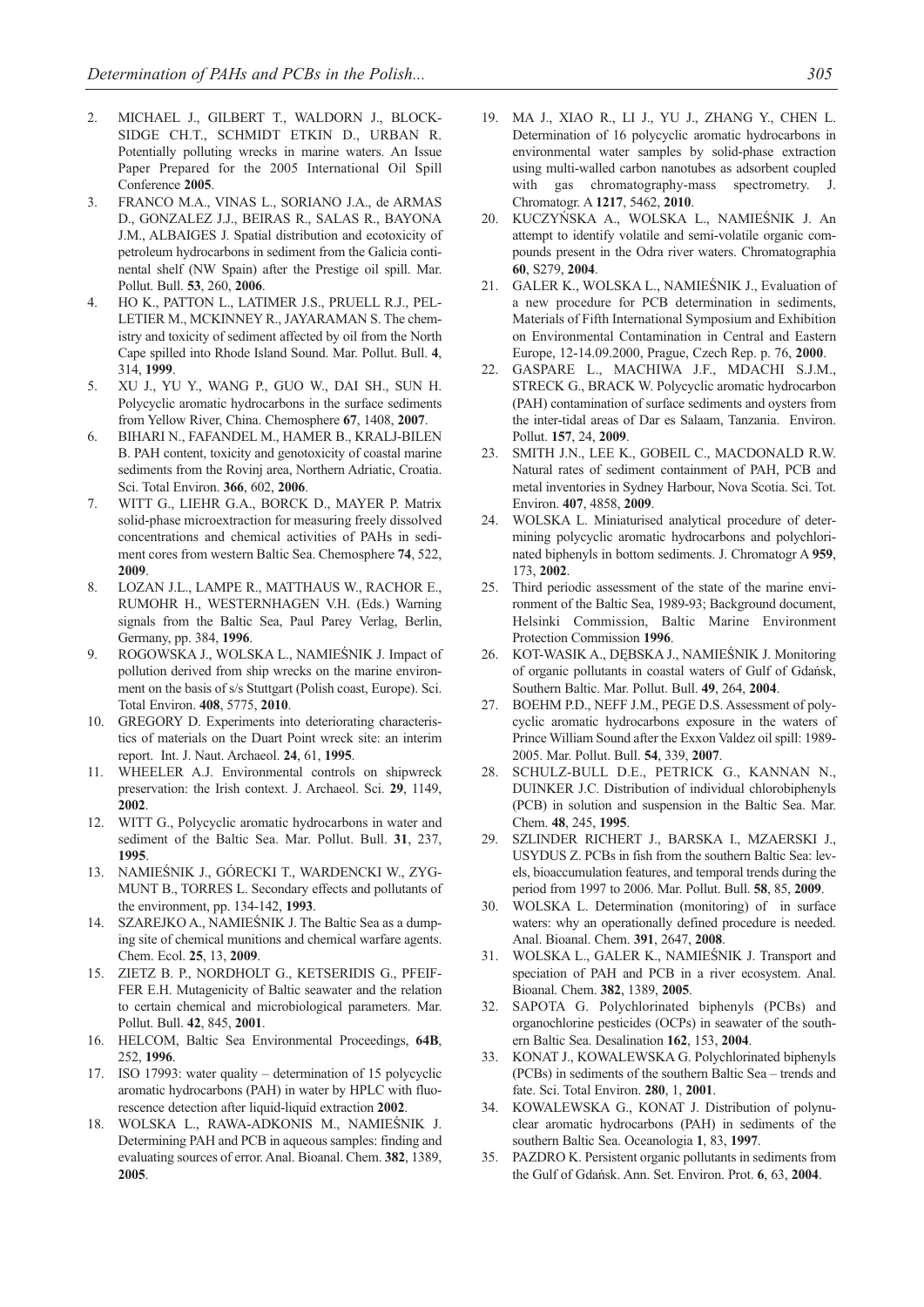2. MICHAEL J., GILBERT T., WALDORN J., BLOCKSIDGE CH.T., SCHMIDT ETKIN D., URBAN R. Potentially polluting wrecks in marine waters. An Issue Paper Prepared for the 2005 International Oil Spill Conference **2005**.
3. FRANCO M.A., VINAS L., SORIANO J.A., de ARMAS D., GONZALEZ J.J., BEIRAS R., SALAS R., BAYONA J.M., ALBAIGES J. Spatial distribution and ecotoxicity of petroleum hydrocarbons in sediment from the Galicia continental shelf (NW Spain) after the Prestige oil spill. Mar. Pollut. Bull. **53**, 260, **2006**.
4. HO K., PATTON L., LATIMER J.S., PRUELL R.J., PELLETIER M., MCKINNEY R., JAYARAMAN S. The chemistry and toxicity of sediment affected by oil from the North Cape spilled into Rhode Island Sound. Mar. Pollut. Bull. **4**, 314, **1999**.
5. XU J., YU Y., WANG P., GUO W., DAI SH., SUN H. Polycyclic aromatic hydrocarbons in the surface sediments from Yellow River, China. Chemosphere **67**, 1408, **2007**.
6. BIHARI N., FAFANDEL M., HAMER B., KRALJ-BILEN B. PAH content, toxicity and genotoxicity of coastal marine sediments from the Rovinj area, Northern Adriatic, Croatia. Sci. Total Environ. **366**, 602, **2006**.
7. WITT G., LIEHR G.A., BORCK D., MAYER P. Matrix solid-phase microextraction for measuring freely dissolved concentrations and chemical activities of PAHs in sediment cores from western Baltic Sea. Chemosphere **74**, 522, **2009**.
8. LOZAN J.L., LAMPE R., MATTHAUS W., RACHOR E., RUMOHR H., WESTERNHAGEN V.H. (Eds.) Warning signals from the Baltic Sea, Paul Parey Verlag, Berlin, Germany, pp. 384, **1996**.
9. ROGOWSKA J., WOLSKA L., NAMIEŚNIK J. Impact of pollution derived from ship wrecks on the marine environment on the basis of s/s Stuttgart (Polish coast, Europe). Sci. Total Environ. **408**, 5775, **2010**.
10. GREGORY D. Experiments into deteriorating characteristics of materials on the Duart Point wreck site: an interim report. Int. J. Naut. Archaeol. **24**, 61, **1995**.
11. WHEELER A.J. Environmental controls on shipwreck preservation: the Irish context. J. Archaeol. Sci. **29**, 1149, **2002**.
12. WITT G., Polycyclic aromatic hydrocarbons in water and sediment of the Baltic Sea. Mar. Pollut. Bull. **31**, 237, **1995**.
13. NAMIEŚNIK J., GÓRECKI T., WARDENCKI W., ZYGMUNT B., TORRES L. Secondary effects and pollutants of the environment, pp. 134-142, **1993**.
14. SZAREJKO A., NAMIEŚNIK J. The Baltic Sea as a dumping site of chemical munitions and chemical warfare agents. Chem. Ecol. **25**, 13, **2009**.
15. ZIETZ B. P., NORDHOLT G., KETSERIDIS G., PFEIFFER E.H. Mutagenicity of Baltic seawater and the relation to certain chemical and microbiological parameters. Mar. Pollut. Bull. **42**, 845, **2001**.
16. HELCOM, Baltic Sea Environmental Proceedings, **64B**, 252, **1996**.
17. ISO 17993: water quality – determination of 15 polycyclic aromatic hydrocarbons (PAH) in water by HPLC with fluorescence detection after liquid-liquid extraction **2002**.
18. WOLSKA L., RAWA-ADKONIS M., NAMIEŚNIK J. Determining PAH and PCB in aqueous samples: finding and evaluating sources of error. Anal. Bioanal. Chem. **382**, 1389, **2005**.
19. MA J., XIAO R., LI J., YU J., ZHANG Y., CHEN L. Determination of 16 polycyclic aromatic hydrocarbons in environmental water samples by solid-phase extraction using multi-walled carbon nanotubes as adsorbent coupled with gas chromatography-mass spectrometry. J. Chromatogr. A **1217**, 5462, **2010**.
20. KUCZYŃSKA A., WOLSKA L., NAMIEŚNIK J. An attempt to identify volatile and semi-volatile organic compounds present in the Odra river waters. Chromatographia **60**, S279, **2004**.
21. GALER K., WOLSKA L., NAMIEŚNIK J., Evaluation of a new procedure for PCB determination in sediments, Materials of Fifth International Symposium and Exhibition on Environmental Contamination in Central and Eastern Europe, 12-14.09.2000, Prague, Czech Rep. p. 76, **2000**.
22. GASPARE L., MACHIWA J.F., MDACHI S.J.M., STRECK G., BRACK W. Polycyclic aromatic hydrocarbon (PAH) contamination of surface sediments and oysters from the inter-tidal areas of Dar es Salaam, Tanzania. Environ. Pollut. **157**, 24, **2009**.
23. SMITH J.N., LEE K., GOBEIL C., MACDONALD R.W. Natural rates of sediment containment of PAH, PCB and metal inventories in Sydney Harbour, Nova Scotia. Sci. Tot. Environ. **407**, 4858, **2009**.
24. WOLSKA L. Miniaturised analytical procedure of determining polycyclic aromatic hydrocarbons and polychlorinated biphenyls in bottom sediments. J. Chromatogr A **959**, 173, **2002**.
25. Third periodic assessment of the state of the marine environment of the Baltic Sea, 1989-93; Background document, Helsinki Commission, Baltic Marine Environment Protection Commission **1996**.
26. KOT-WASIK A., DĘBSKA J., NAMIEŚNIK J. Monitoring of organic pollutants in coastal waters of Gulf of Gdańsk, Southern Baltic. Mar. Pollut. Bull. **49**, 264, **2004**.
27. BOEHM P.D., NEFF J.M., PEGE D.S. Assessment of polycyclic aromatic hydrocarbons exposure in the waters of Prince William Sound after the Exxon Valdez oil spill: 1989-2005. Mar. Pollut. Bull. **54**, 339, **2007**.
28. SCHULZ-BULL D.E., PETRICK G., KANNAN N., DUINKER J.C. Distribution of individual chlorobiphenyls (PCB) in solution and suspension in the Baltic Sea. Mar. Chem. **48**, 245, **1995**.
29. SZLINDER RICHERT J., BARSKA I., MZAERSKI J., USYDUS Z. PCBs in fish from the southern Baltic Sea: levels, bioaccumulation features, and temporal trends during the period from 1997 to 2006. Mar. Pollut. Bull. **58**, 85, **2009**.
30. WOLSKA L. Determination (monitoring) of in surface waters: why an operationally defined procedure is needed. Anal. Bioanal. Chem. **391**, 2647, **2008**.
31. WOLSKA L., GALER K., NAMIEŚNIK J. Transport and speciation of PAH and PCB in a river ecosystem. Anal. Bioanal. Chem. **382**, 1389, **2005**.
32. SAPOTA G. Polychlorinated biphenyls (PCBs) and organochlorine pesticides (OCPs) in seawater of the southern Baltic Sea. Desalination **162**, 153, **2004**.
33. KONAT J., KOWALEWSKA G. Polychlorinated biphenyls (PCBs) in sediments of the southern Baltic Sea – trends and fate. Sci. Total Environ. **280**, 1, **2001**.
34. KOWALEWSKA G., KONAT J. Distribution of polynuclear aromatic hydrocarbons (PAH) in sediments of the southern Baltic Sea. Oceanologia **1**, 83, **1997**.
35. PAZDRO K. Persistent organic pollutants in sediments from the Gulf of Gdańsk. Ann. Set. Environ. Prot. **6**, 63, **2004**.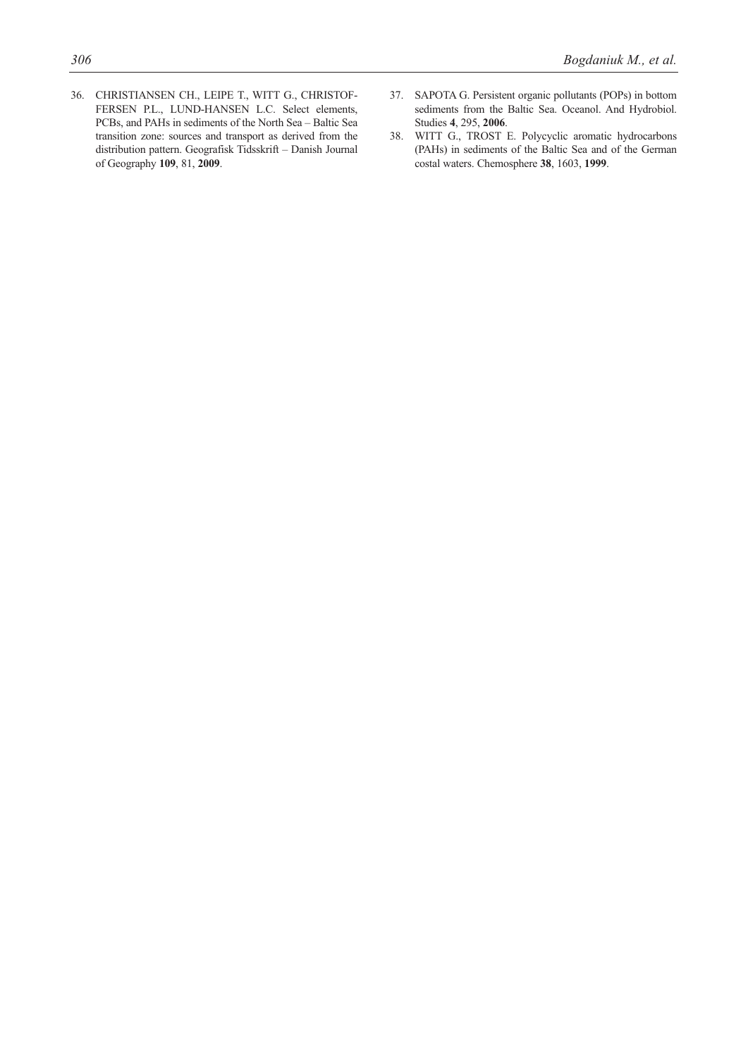36. CHRISTIANSEN CH., LEIPE T., WITT G., CHRISTOFFERSEN P.L., LUND-HANSEN L.C. Select elements, PCBs, and PAHs in sediments of the North Sea – Baltic Sea transition zone: sources and transport as derived from the distribution pattern. Geografisk Tidsskrift – Danish Journal of Geography **109**, 81, **2009**.
37. SAPOTA G. Persistent organic pollutants (POPs) in bottom sediments from the Baltic Sea. Oceanol. And Hydrobiol. Studies **4**, 295, **2006**.
38. WITT G., TROST E. Polycyclic aromatic hydrocarbons (PAHs) in sediments of the Baltic Sea and of the German costal waters. Chemosphere **38**, 1603, **1999**.